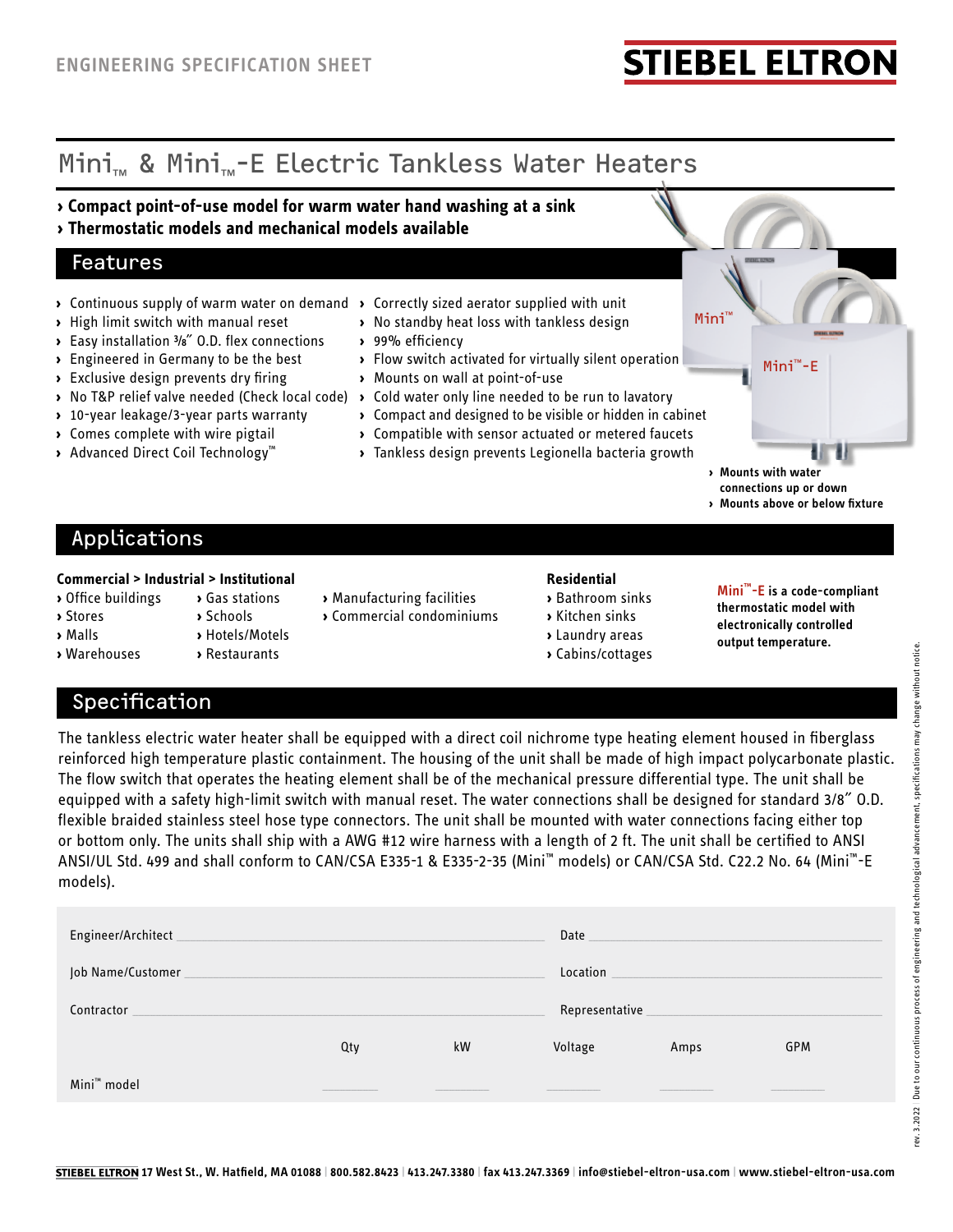ENGINEERING SPECIFICATION SHEET

STIEBEL ELTRON

# Mini™ & Mini™-E Electric Tankless Water Heaters

**› Compact point-of-use model for warm water hand washing at a sink**
**› Thermostatic models and mechanical models available**

## Features

- Continuous supply of warm water on demand
- High limit switch with manual reset
- Easy installation 3/8" O.D. flex connections
- Engineered in Germany to be the best
- Exclusive design prevents dry firing
- No T&P relief valve needed (Check local code)
- 10-year leakage/3-year parts warranty
- Comes complete with wire pigtail
- Advanced Direct Coil Technology™
- Correctly sized aerator supplied with unit
- No standby heat loss with tankless design
- 99% efficiency
- Flow switch activated for virtually silent operation
- Mounts on wall at point-of-use
- Cold water only line needed to be run to lavatory
- Compact and designed to be visible or hidden in cabinet
- Compatible with sensor actuated or metered faucets
- Tankless design prevents Legionella bacteria growth

Mini™

Mini™-E

- **Mounts with water connections up or down**
- **Mounts above or below fixture**

## Applications

**Commercial > Industrial > Institutional**

- Office buildings
- Stores
- Malls
- Warehouses
- Gas stations
- Schools
- Hotels/Motels
- Restaurants
- Manufacturing facilities
- Commercial condominiums

**Residential**

- Bathroom sinks
- Kitchen sinks
- Laundry areas
- Cabins/cottages

**Mini™-E is a code-compliant thermostatic model with electronically controlled output temperature.**

## Specification

The tankless electric water heater shall be equipped with a direct coil nichrome type heating element housed in fiberglass reinforced high temperature plastic containment. The housing of the unit shall be made of high impact polycarbonate plastic. The flow switch that operates the heating element shall be of the mechanical pressure differential type. The unit shall be equipped with a safety high-limit switch with manual reset. The water connections shall be designed for standard 3/8" O.D. flexible braided stainless steel hose type connectors. The unit shall be mounted with water connections facing either top or bottom only. The units shall ship with a AWG #12 wire harness with a length of 2 ft. The unit shall be certified to ANSI ANSI/UL Std. 499 and shall conform to CAN/CSA E335-1 & E335-2-35 (Mini™ models) or CAN/CSA Std. C22.2 No. 64 (Mini™-E models).

Engineer/Architect ______________________ Date ______________________

Job Name/Customer ______________________ Location ______________________

Contractor ______________________ Representative ______________________

| | Qty | kW | Voltage | Amps | GPM |
|---|---|---|---|---|---|
| Mini™ model | ____ | ____ | ____ | ____ | ____ |

rev. 3.2022 Due to our continuous process of engineering and technological advancement, specifications may change without notice.

STIEBEL ELTRON 17 West St., W. Hatfield, MA 01088 | 800.582.8423 | 413.247.3380 | fax 413.247.3369 | info@stiebel-eltron-usa.com | www.stiebel-eltron-usa.com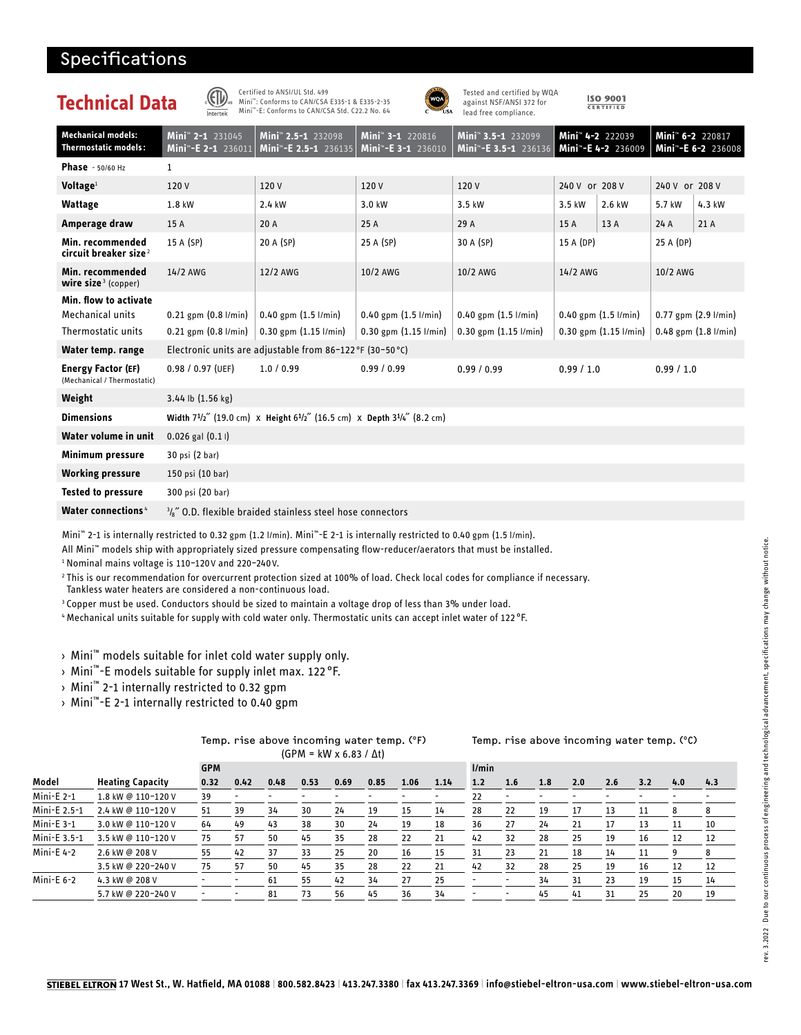# Specifications

## Technical Data

Certified to ANSI/UL Std. 499
Mini™: Conforms to CAN/CSA E335-1 & E335-2-35
Mini™-E: Conforms to CAN/CSA Std. C22.2 No. 64

Tested and certified by WQA against NSF/ANSI 372 for lead free compliance.

ISO 9001 CERTIFIED

| **Mechanical models:** / **Thermostatic models:** | **Mini™ 2-1** 231045 / **Mini™-E 2-1** 236011 | **Mini™ 2.5-1** 232098 / **Mini™-E 2.5-1** 236135 | **Mini™ 3-1** 220816 / **Mini™-E 3-1** 236010 | **Mini™ 3.5-1** 232099 / **Mini™-E 3.5-1** 236136 | **Mini™ 4-2** 222039 / **Mini™-E 4-2** 236009 | | **Mini™ 6-2** 220817 / **Mini™-E 6-2** 236008 | |
|---|---|---|---|---|---|---|---|---|
| **Phase** - 50/60 Hz | 1 | | | | | | | |
| **Voltage**[1] | 120 V | 120 V | 120 V | 120 V | 240 V or 208 V | | 240 V or 208 V | |
| **Wattage** | 1.8 kW | 2.4 kW | 3.0 kW | 3.5 kW | 3.5 kW | 2.6 kW | 5.7 kW | 4.3 kW |
| **Amperage draw** | 15 A | 20 A | 25 A | 29 A | 15 A | 13 A | 24 A | 21 A |
| **Min. recommended circuit breaker size**[2] | 15 A (SP) | 20 A (SP) | 25 A (SP) | 30 A (SP) | 15 A (DP) | | 25 A (DP) | |
| **Min. recommended wire size**[3] (copper) | 14/2 AWG | 12/2 AWG | 10/2 AWG | 10/2 AWG | 14/2 AWG | | 10/2 AWG | |
| **Min. flow to activate** | | | | | | | | |
| Mechanical units | 0.21 gpm (0.8 l/min) | 0.40 gpm (1.5 l/min) | 0.40 gpm (1.5 l/min) | 0.40 gpm (1.5 l/min) | 0.40 gpm (1.5 l/min) | | 0.77 gpm (2.9 l/min) | |
| Thermostatic units | 0.21 gpm (0.8 l/min) | 0.30 gpm (1.15 l/min) | 0.30 gpm (1.15 l/min) | 0.30 gpm (1.15 l/min) | 0.30 gpm (1.15 l/min) | | 0.48 gpm (1.8 l/min) | |
| **Water temp. range** | Electronic units are adjustable from 86–122 °F (30–50 °C) | | | | | | | |
| **Energy Factor (EF)** (Mechanical / Thermostatic) | 0.98 / 0.97 (UEF) | 1.0 / 0.99 | 0.99 / 0.99 | 0.99 / 0.99 | 0.99 / 1.0 | | 0.99 / 1.0 | |
| **Weight** | 3.44 lb (1.56 kg) | | | | | | | |
| **Dimensions** | **Width** 7½″ (19.0 cm) x **Height** 6½″ (16.5 cm) x **Depth** 3¼″ (8.2 cm) | | | | | | | |
| **Water volume in unit** | 0.026 gal (0.1 l) | | | | | | | |
| **Minimum pressure** | 30 psi (2 bar) | | | | | | | |
| **Working pressure** | 150 psi (10 bar) | | | | | | | |
| **Tested to pressure** | 300 psi (20 bar) | | | | | | | |
| **Water connections**[4] | ⅜″ O.D. flexible braided stainless steel hose connectors | | | | | | | |

Mini™ 2-1 is internally restricted to 0.32 gpm (1.2 l/min). Mini™-E 2-1 is internally restricted to 0.40 gpm (1.5 l/min).

All Mini™ models ship with appropriately sized pressure compensating flow-reducer/aerators that must be installed.

[1] Nominal mains voltage is 110–120 V and 220–240 V.

[2] This is our recommendation for overcurrent protection sized at 100% of load. Check local codes for compliance if necessary. Tankless water heaters are considered a non-continuous load.

[3] Copper must be used. Conductors should be sized to maintain a voltage drop of less than 3% under load.

[4] Mechanical units suitable for supply with cold water only. Thermostatic units can accept inlet water of 122 °F.

- Mini™ models suitable for inlet cold water supply only.
- Mini™-E models suitable for supply inlet max. 122 °F.
- Mini™ 2-1 internally restricted to 0.32 gpm
- Mini™-E 2-1 internally restricted to 0.40 gpm

Temp. rise above incoming water temp. (°F) (GPM = kW x 6.83 / Δt) | Temp. rise above incoming water temp. (°C)

| | | GPM | | | | | | | | l/min | | | | | | | |
|---|---|---|---|---|---|---|---|---|---|---|---|---|---|---|---|---|---|
| **Model** | **Heating Capacity** | **0.32** | **0.42** | **0.48** | **0.53** | **0.69** | **0.85** | **1.06** | **1.14** | **1.2** | **1.6** | **1.8** | **2.0** | **2.6** | **3.2** | **4.0** | **4.3** |
| Mini-E 2-1 | 1.8 kW @ 110–120 V | 39 | - | - | - | - | - | - | - | 22 | - | - | - | - | - | - | - |
| Mini-E 2.5-1 | 2.4 kW @ 110–120 V | 51 | 39 | 34 | 30 | 24 | 19 | 15 | 14 | 28 | 22 | 19 | 17 | 13 | 11 | 8 | 8 |
| Mini-E 3-1 | 3.0 kW @ 110–120 V | 64 | 49 | 43 | 38 | 30 | 24 | 19 | 18 | 36 | 27 | 24 | 21 | 17 | 13 | 11 | 10 |
| Mini-E 3.5-1 | 3.5 kW @ 110–120 V | 75 | 57 | 50 | 45 | 35 | 28 | 22 | 21 | 42 | 32 | 28 | 25 | 19 | 16 | 12 | 12 |
| Mini-E 4-2 | 2.6 kW @ 208 V | 55 | 42 | 37 | 33 | 25 | 20 | 16 | 15 | 31 | 23 | 21 | 18 | 14 | 11 | 9 | 8 |
| | 3.5 kW @ 220–240 V | 75 | 57 | 50 | 45 | 35 | 28 | 22 | 21 | 42 | 32 | 28 | 25 | 19 | 16 | 12 | 12 |
| Mini-E 6-2 | 4.3 kW @ 208 V | - | - | 61 | 55 | 42 | 34 | 27 | 25 | - | - | 34 | 31 | 23 | 19 | 15 | 14 |
| | 5.7 kW @ 220–240 V | - | - | 81 | 73 | 56 | 45 | 36 | 34 | - | - | 45 | 41 | 31 | 25 | 20 | 19 |

rev. 3.2022 Due to our continuous process of engineering and technological advancement, specifications may change without notice.

STIEBEL ELTRON 17 West St., W. Hatfield, MA 01088 | 800.582.8423 | 413.247.3380 | fax 413.247.3369 | info@stiebel-eltron-usa.com | www.stiebel-eltron-usa.com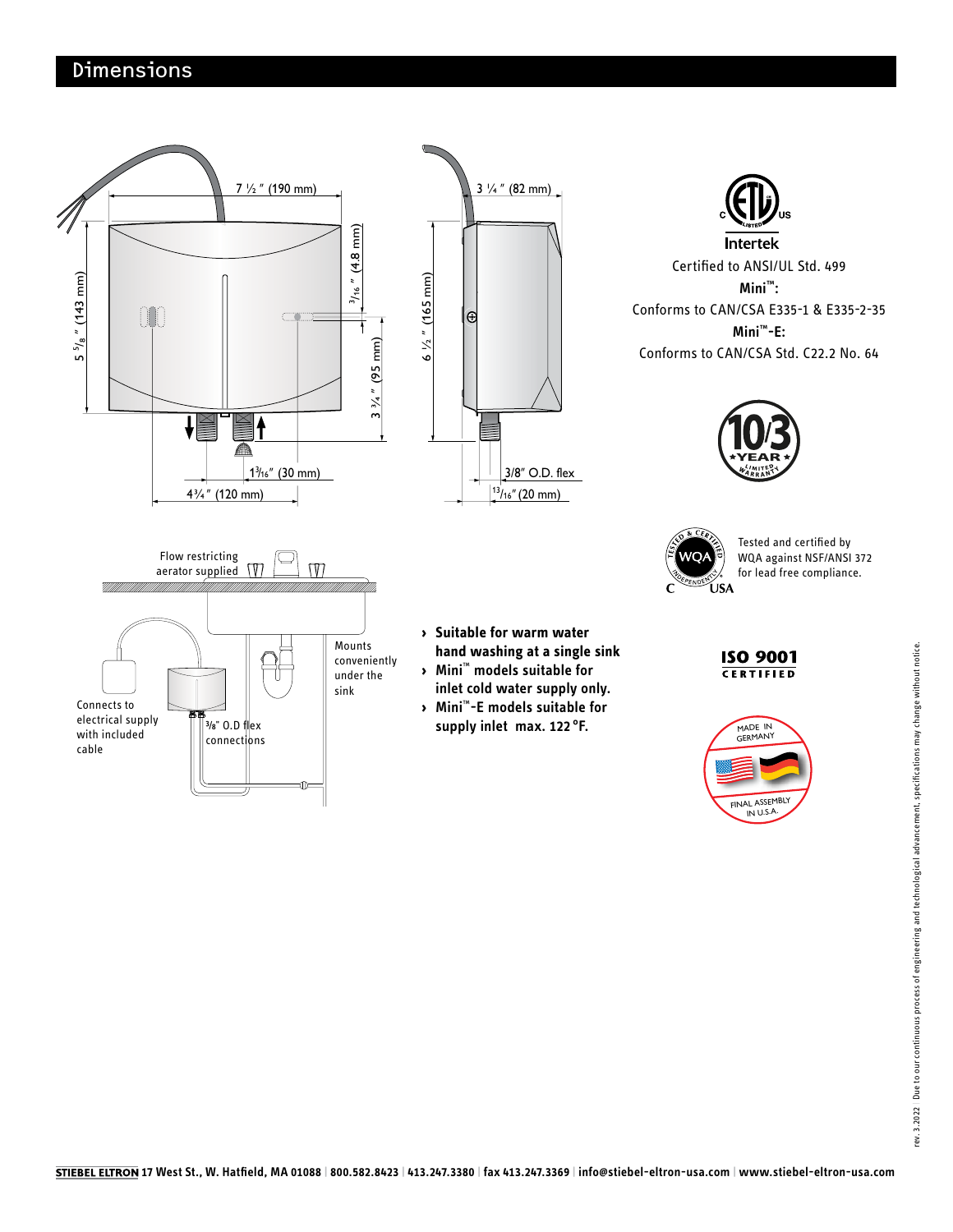## Dimensions

7 ½ " (190 mm)

5 ⁵⁄₈ " (143 mm)

³⁄₁₆ " (4.8 mm)

3 ¾ " (95 mm)

1³⁄₁₆" (30 mm)

4¾" (120 mm)

3 ¼ " (82 mm)

6 ½ " (165 mm)

3/8" O.D. flex

¹³⁄₁₆" (20 mm)

Flow restricting aerator supplied

Mounts conveniently under the sink

Connects to electrical supply with included cable

⅜" O.D flex connections

- Suitable for warm water hand washing at a single sink
- Mini™ models suitable for inlet cold water supply only.
- Mini™-E models suitable for supply inlet max. 122 °F.

Intertek

Certified to ANSI/UL Std. 499

**Mini™:**

Conforms to CAN/CSA E335-1 & E335-2-35

**Mini™-E:**

Conforms to CAN/CSA Std. C22.2 No. 64

10/3 YEAR LIMITED WARRANTY

Tested and certified by WQA against NSF/ANSI 372 for lead free compliance.

ISO 9001 CERTIFIED

MADE IN GERMANY

FINAL ASSEMBLY IN U.S.A.

rev. 3.2022 Due to our continuous process of engineering and technological advancement, specifications may change without notice.

STIEBEL ELTRON 17 West St., W. Hatfield, MA 01088 | 800.582.8423 | 413.247.3380 | fax 413.247.3369 | info@stiebel-eltron-usa.com | www.stiebel-eltron-usa.com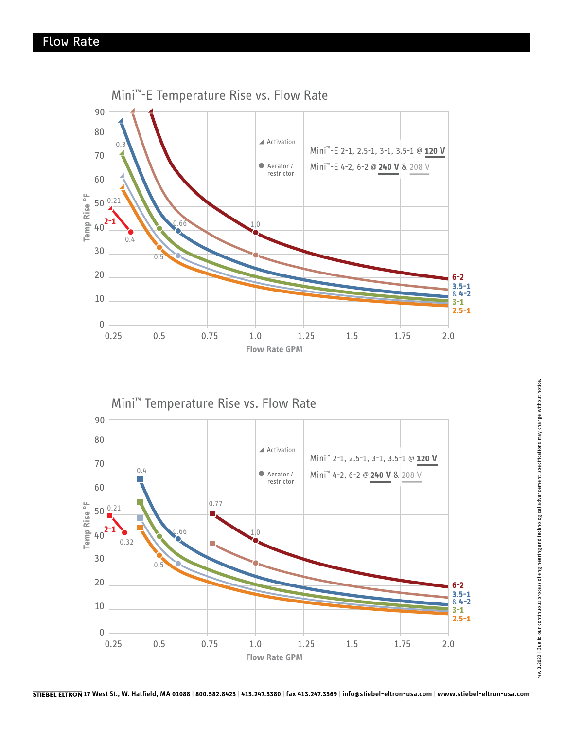# Flow Rate

## Mini™-E Temperature Rise vs. Flow Rate

Temp Rise °F

90
80
70
60
50
40
30
20
10
0

0.25 0.5 0.75 1.0 1.25 1.5 1.75 2.0

Flow Rate GPM

Activation

Aerator / restrictor

Mini™-E 2-1, 2.5-1, 3-1, 3.5-1 @ **120 V**

Mini™-E 4-2, 6-2 @ **240 V** & 208 V

0.3
0.21
2-1
0.4
0.66
0.5
1.0

6-2
3.5-1 & 4-2
3-1
2.5-1

## Mini™ Temperature Rise vs. Flow Rate

Temp Rise °F

90
80
70
60
50
40
30
20
10
0

0.25 0.5 0.75 1.0 1.25 1.5 1.75 2.0

Flow Rate GPM

Activation

Aerator / restrictor

Mini™ 2-1, 2.5-1, 3-1, 3.5-1 @ **120 V**

Mini™ 4-2, 6-2 @ **240 V** & 208 V

0.4
0.21
2-1
0.32
0.77
0.66
0.5
1.0

6-2
3.5-1 & 4-2
3-1
2.5-1

rev. 3.2022 Due to our continuous process of engineering and technological advancement, specifications may change without notice.

**STIEBEL ELTRON** 17 West St., W. Hatfield, MA 01088 | 800.582.8423 | 413.247.3380 | fax 413.247.3369 | info@stiebel-eltron-usa.com | www.stiebel-eltron-usa.com